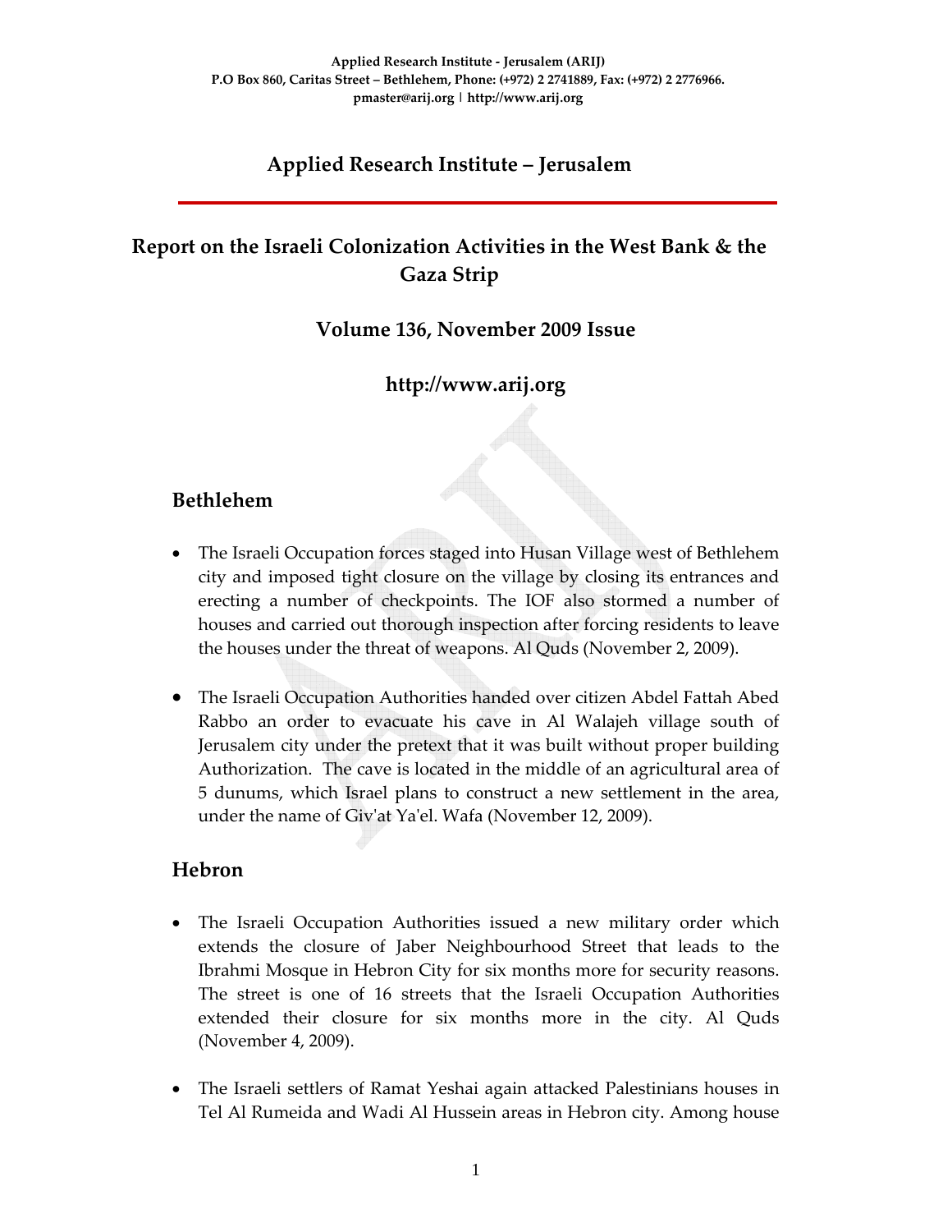**Applied Research Institute - Jerusalem (ARIJ)**
**P.O Box 860, Caritas Street – Bethlehem, Phone: (+972) 2 2741889, Fax: (+972) 2 2776966.**
**pmaster@arij.org | http://www.arij.org**

# Applied Research Institute – Jerusalem

## Report on the Israeli Colonization Activities in the West Bank & the Gaza Strip

### Volume 136, November 2009 Issue

### http://www.arij.org

## Bethlehem

- The Israeli Occupation forces staged into Husan Village west of Bethlehem city and imposed tight closure on the village by closing its entrances and erecting a number of checkpoints. The IOF also stormed a number of houses and carried out thorough inspection after forcing residents to leave the houses under the threat of weapons. Al Quds (November 2, 2009).

- The Israeli Occupation Authorities handed over citizen Abdel Fattah Abed Rabbo an order to evacuate his cave in Al Walajeh village south of Jerusalem city under the pretext that it was built without proper building Authorization. The cave is located in the middle of an agricultural area of 5 dunums, which Israel plans to construct a new settlement in the area, under the name of Giv'at Ya'el. Wafa (November 12, 2009).

## Hebron

- The Israeli Occupation Authorities issued a new military order which extends the closure of Jaber Neighbourhood Street that leads to the Ibrahmi Mosque in Hebron City for six months more for security reasons. The street is one of 16 streets that the Israeli Occupation Authorities extended their closure for six months more in the city. Al Quds (November 4, 2009).

- The Israeli settlers of Ramat Yeshai again attacked Palestinians houses in Tel Al Rumeida and Wadi Al Hussein areas in Hebron city. Among house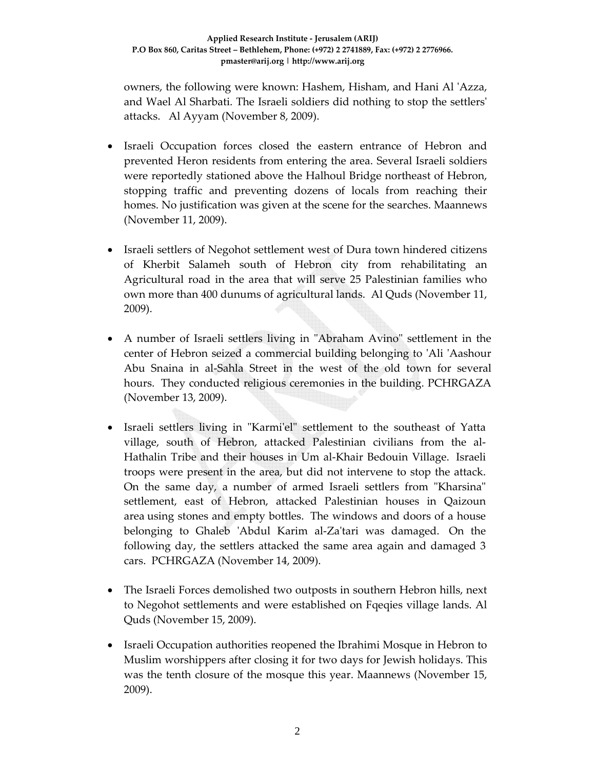owners, the following were known: Hashem, Hisham, and Hani Al 'Azza, and Wael Al Sharbati. The Israeli soldiers did nothing to stop the settlers' attacks. Al Ayyam (November 8, 2009).

- Israeli Occupation forces closed the eastern entrance of Hebron and prevented Heron residents from entering the area. Several Israeli soldiers were reportedly stationed above the Halhoul Bridge northeast of Hebron, stopping traffic and preventing dozens of locals from reaching their homes. No justification was given at the scene for the searches. Maannews (November 11, 2009).

- Israeli settlers of Negohot settlement west of Dura town hindered citizens of Kherbit Salameh south of Hebron city from rehabilitating an Agricultural road in the area that will serve 25 Palestinian families who own more than 400 dunums of agricultural lands. Al Quds (November 11, 2009).

- A number of Israeli settlers living in "Abraham Avino" settlement in the center of Hebron seized a commercial building belonging to 'Ali 'Aashour Abu Snaina in al-Sahla Street in the west of the old town for several hours. They conducted religious ceremonies in the building. PCHRGAZA (November 13, 2009).

- Israeli settlers living in "Karmi'el" settlement to the southeast of Yatta village, south of Hebron, attacked Palestinian civilians from the al-Hathalin Tribe and their houses in Um al-Khair Bedouin Village. Israeli troops were present in the area, but did not intervene to stop the attack. On the same day, a number of armed Israeli settlers from "Kharsina" settlement, east of Hebron, attacked Palestinian houses in Qaizoun area using stones and empty bottles. The windows and doors of a house belonging to Ghaleb 'Abdul Karim al-Za'tari was damaged. On the following day, the settlers attacked the same area again and damaged 3 cars. PCHRGAZA (November 14, 2009).

- The Israeli Forces demolished two outposts in southern Hebron hills, next to Negohot settlements and were established on Fqeqies village lands. Al Quds (November 15, 2009).

- Israeli Occupation authorities reopened the Ibrahimi Mosque in Hebron to Muslim worshippers after closing it for two days for Jewish holidays. This was the tenth closure of the mosque this year. Maannews (November 15, 2009).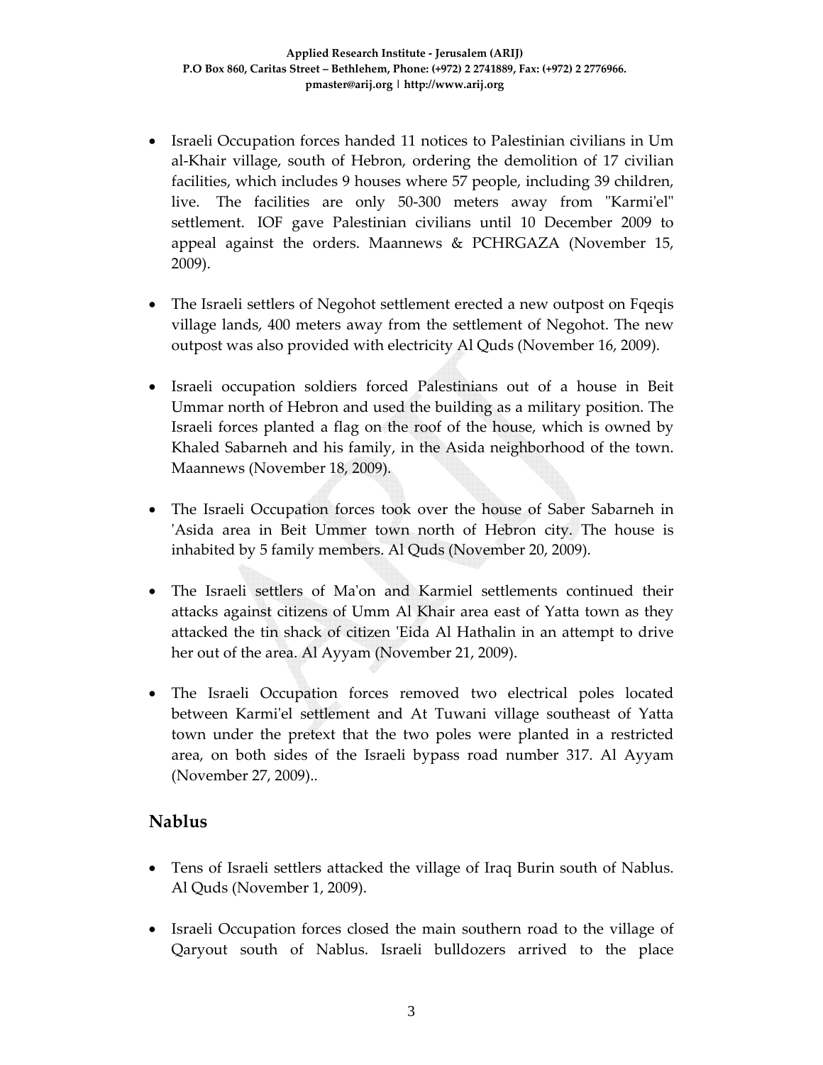- Israeli Occupation forces handed 11 notices to Palestinian civilians in Um al-Khair village, south of Hebron, ordering the demolition of 17 civilian facilities, which includes 9 houses where 57 people, including 39 children, live. The facilities are only 50-300 meters away from "Karmi'el" settlement. IOF gave Palestinian civilians until 10 December 2009 to appeal against the orders. Maannews & PCHRGAZA (November 15, 2009).

- The Israeli settlers of Negohot settlement erected a new outpost on Fqeqis village lands, 400 meters away from the settlement of Negohot. The new outpost was also provided with electricity Al Quds (November 16, 2009).

- Israeli occupation soldiers forced Palestinians out of a house in Beit Ummar north of Hebron and used the building as a military position. The Israeli forces planted a flag on the roof of the house, which is owned by Khaled Sabarneh and his family, in the Asida neighborhood of the town. Maannews (November 18, 2009).

- The Israeli Occupation forces took over the house of Saber Sabarneh in 'Asida area in Beit Ummer town north of Hebron city. The house is inhabited by 5 family members. Al Quds (November 20, 2009).

- The Israeli settlers of Ma'on and Karmiel settlements continued their attacks against citizens of Umm Al Khair area east of Yatta town as they attacked the tin shack of citizen 'Eida Al Hathalin in an attempt to drive her out of the area. Al Ayyam (November 21, 2009).

- The Israeli Occupation forces removed two electrical poles located between Karmi'el settlement and At Tuwani village southeast of Yatta town under the pretext that the two poles were planted in a restricted area, on both sides of the Israeli bypass road number 317. Al Ayyam (November 27, 2009)..

## Nablus

- Tens of Israeli settlers attacked the village of Iraq Burin south of Nablus. Al Quds (November 1, 2009).

- Israeli Occupation forces closed the main southern road to the village of Qaryout south of Nablus. Israeli bulldozers arrived to the place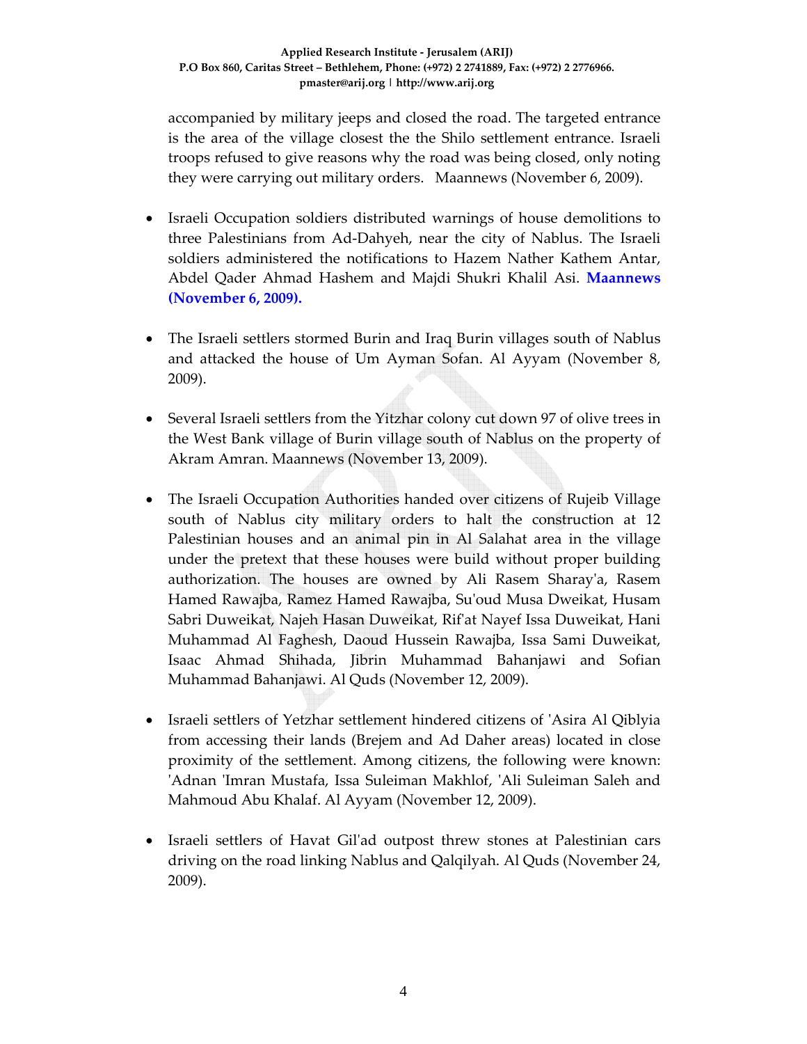accompanied by military jeeps and closed the road. The targeted entrance is the area of the village closest the the Shilo settlement entrance. Israeli troops refused to give reasons why the road was being closed, only noting they were carrying out military orders. Maannews (November 6, 2009).

- Israeli Occupation soldiers distributed warnings of house demolitions to three Palestinians from Ad-Dahyeh, near the city of Nablus. The Israeli soldiers administered the notifications to Hazem Nather Kathem Antar, Abdel Qader Ahmad Hashem and Majdi Shukri Khalil Asi. **Maannews (November 6, 2009).**

- The Israeli settlers stormed Burin and Iraq Burin villages south of Nablus and attacked the house of Um Ayman Sofan. Al Ayyam (November 8, 2009).

- Several Israeli settlers from the Yitzhar colony cut down 97 of olive trees in the West Bank village of Burin village south of Nablus on the property of Akram Amran. Maannews (November 13, 2009).

- The Israeli Occupation Authorities handed over citizens of Rujeib Village south of Nablus city military orders to halt the construction at 12 Palestinian houses and an animal pin in Al Salahat area in the village under the pretext that these houses were build without proper building authorization. The houses are owned by Ali Rasem Sharay'a, Rasem Hamed Rawajba, Ramez Hamed Rawajba, Su'oud Musa Dweikat, Husam Sabri Duweikat, Najeh Hasan Duweikat, Rif'at Nayef Issa Duweikat, Hani Muhammad Al Faghesh, Daoud Hussein Rawajba, Issa Sami Duweikat, Isaac Ahmad Shihada, Jibrin Muhammad Bahanjawi and Sofian Muhammad Bahanjawi. Al Quds (November 12, 2009).

- Israeli settlers of Yetzhar settlement hindered citizens of 'Asira Al Qiblyia from accessing their lands (Brejem and Ad Daher areas) located in close proximity of the settlement. Among citizens, the following were known: 'Adnan 'Imran Mustafa, Issa Suleiman Makhlof, 'Ali Suleiman Saleh and Mahmoud Abu Khalaf. Al Ayyam (November 12, 2009).

- Israeli settlers of Havat Gil'ad outpost threw stones at Palestinian cars driving on the road linking Nablus and Qalqilyah. Al Quds (November 24, 2009).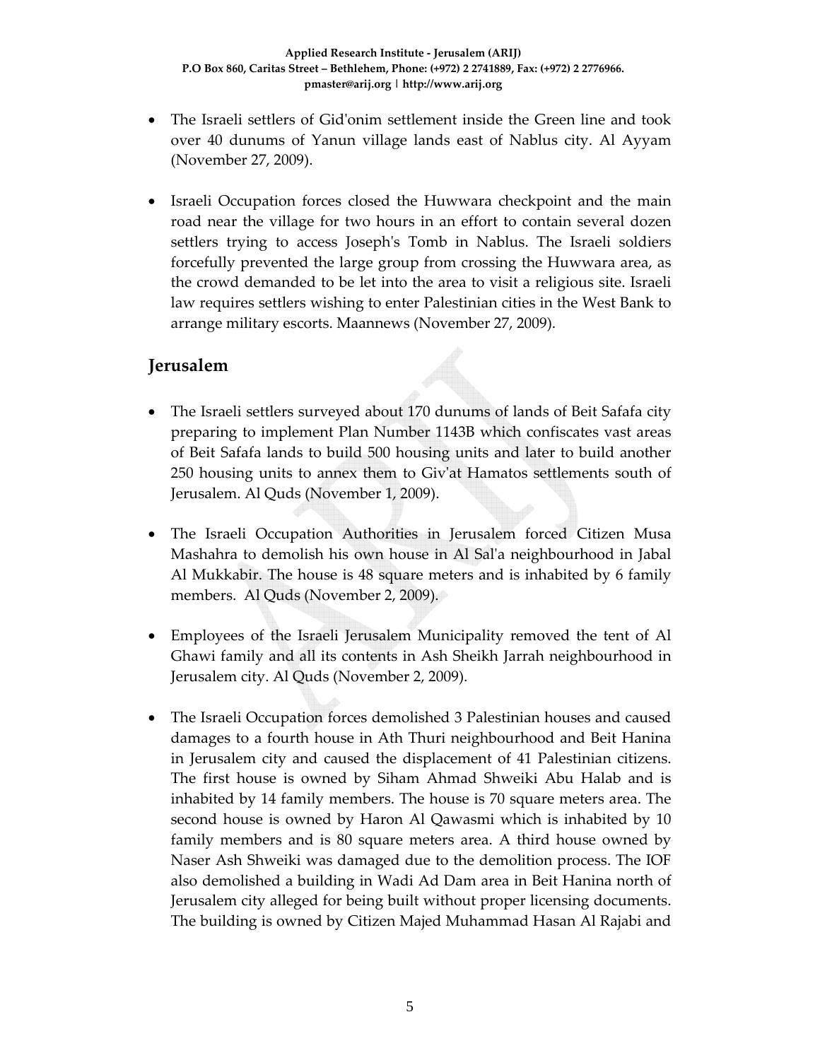- The Israeli settlers of Gid'onim settlement inside the Green line and took over 40 dunums of Yanun village lands east of Nablus city. Al Ayyam (November 27, 2009).

- Israeli Occupation forces closed the Huwwara checkpoint and the main road near the village for two hours in an effort to contain several dozen settlers trying to access Joseph's Tomb in Nablus. The Israeli soldiers forcefully prevented the large group from crossing the Huwwara area, as the crowd demanded to be let into the area to visit a religious site. Israeli law requires settlers wishing to enter Palestinian cities in the West Bank to arrange military escorts. Maannews (November 27, 2009).

## Jerusalem

- The Israeli settlers surveyed about 170 dunums of lands of Beit Safafa city preparing to implement Plan Number 1143B which confiscates vast areas of Beit Safafa lands to build 500 housing units and later to build another 250 housing units to annex them to Giv'at Hamatos settlements south of Jerusalem. Al Quds (November 1, 2009).

- The Israeli Occupation Authorities in Jerusalem forced Citizen Musa Mashahra to demolish his own house in Al Sal'a neighbourhood in Jabal Al Mukkabir. The house is 48 square meters and is inhabited by 6 family members. Al Quds (November 2, 2009).

- Employees of the Israeli Jerusalem Municipality removed the tent of Al Ghawi family and all its contents in Ash Sheikh Jarrah neighbourhood in Jerusalem city. Al Quds (November 2, 2009).

- The Israeli Occupation forces demolished 3 Palestinian houses and caused damages to a fourth house in Ath Thuri neighbourhood and Beit Hanina in Jerusalem city and caused the displacement of 41 Palestinian citizens. The first house is owned by Siham Ahmad Shweiki Abu Halab and is inhabited by 14 family members. The house is 70 square meters area. The second house is owned by Haron Al Qawasmi which is inhabited by 10 family members and is 80 square meters area. A third house owned by Naser Ash Shweiki was damaged due to the demolition process. The IOF also demolished a building in Wadi Ad Dam area in Beit Hanina north of Jerusalem city alleged for being built without proper licensing documents. The building is owned by Citizen Majed Muhammad Hasan Al Rajabi and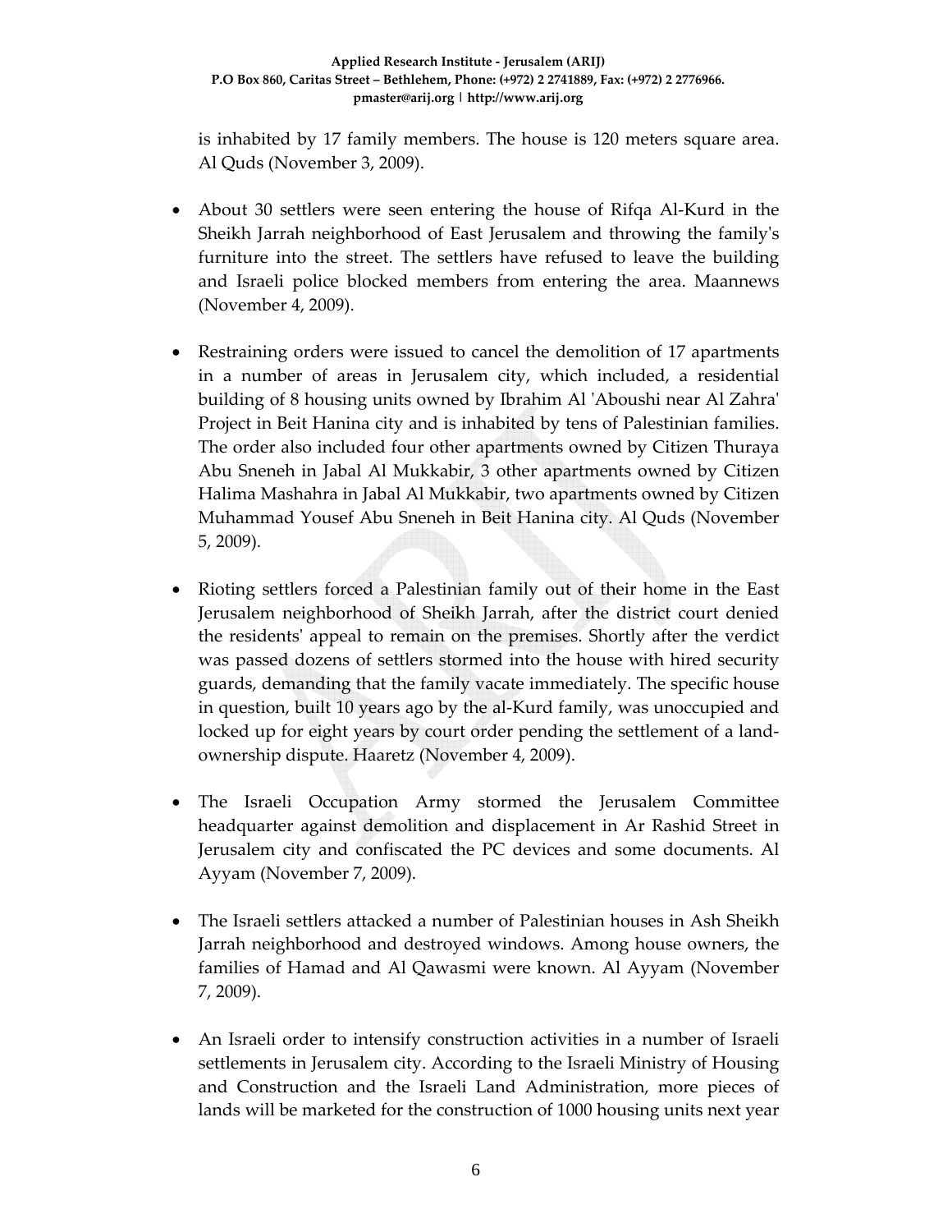is inhabited by 17 family members. The house is 120 meters square area. Al Quds (November 3, 2009).

- About 30 settlers were seen entering the house of Rifqa Al-Kurd in the Sheikh Jarrah neighborhood of East Jerusalem and throwing the family's furniture into the street. The settlers have refused to leave the building and Israeli police blocked members from entering the area. Maannews (November 4, 2009).

- Restraining orders were issued to cancel the demolition of 17 apartments in a number of areas in Jerusalem city, which included, a residential building of 8 housing units owned by Ibrahim Al 'Aboushi near Al Zahra' Project in Beit Hanina city and is inhabited by tens of Palestinian families. The order also included four other apartments owned by Citizen Thuraya Abu Sneneh in Jabal Al Mukkabir, 3 other apartments owned by Citizen Halima Mashahra in Jabal Al Mukkabir, two apartments owned by Citizen Muhammad Yousef Abu Sneneh in Beit Hanina city. Al Quds (November 5, 2009).

- Rioting settlers forced a Palestinian family out of their home in the East Jerusalem neighborhood of Sheikh Jarrah, after the district court denied the residents' appeal to remain on the premises. Shortly after the verdict was passed dozens of settlers stormed into the house with hired security guards, demanding that the family vacate immediately. The specific house in question, built 10 years ago by the al-Kurd family, was unoccupied and locked up for eight years by court order pending the settlement of a land-ownership dispute. Haaretz (November 4, 2009).

- The Israeli Occupation Army stormed the Jerusalem Committee headquarter against demolition and displacement in Ar Rashid Street in Jerusalem city and confiscated the PC devices and some documents. Al Ayyam (November 7, 2009).

- The Israeli settlers attacked a number of Palestinian houses in Ash Sheikh Jarrah neighborhood and destroyed windows. Among house owners, the families of Hamad and Al Qawasmi were known. Al Ayyam (November 7, 2009).

- An Israeli order to intensify construction activities in a number of Israeli settlements in Jerusalem city. According to the Israeli Ministry of Housing and Construction and the Israeli Land Administration, more pieces of lands will be marketed for the construction of 1000 housing units next year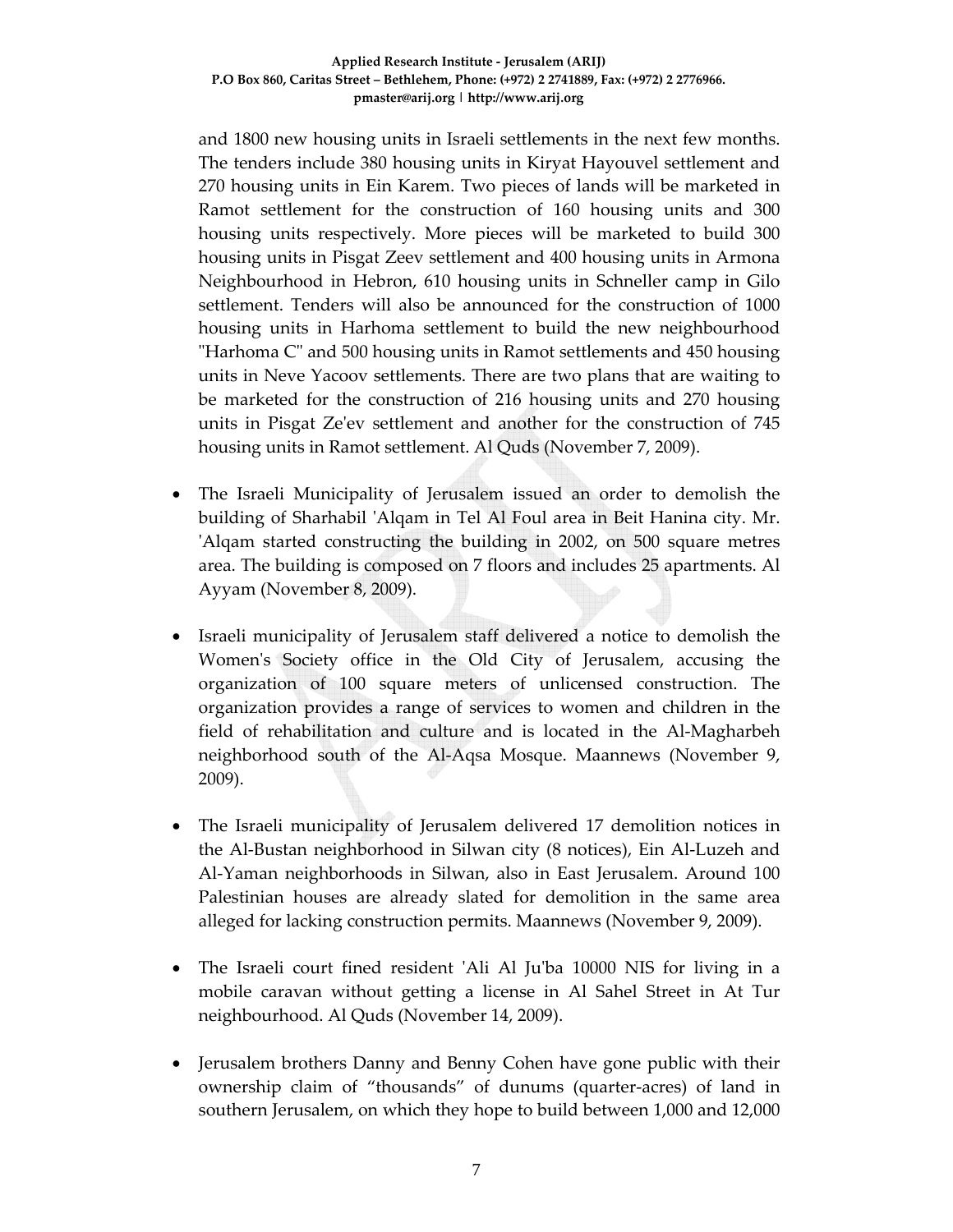and 1800 new housing units in Israeli settlements in the next few months. The tenders include 380 housing units in Kiryat Hayouvel settlement and 270 housing units in Ein Karem. Two pieces of lands will be marketed in Ramot settlement for the construction of 160 housing units and 300 housing units respectively. More pieces will be marketed to build 300 housing units in Pisgat Zeev settlement and 400 housing units in Armona Neighbourhood in Hebron, 610 housing units in Schneller camp in Gilo settlement. Tenders will also be announced for the construction of 1000 housing units in Harhoma settlement to build the new neighbourhood "Harhoma C" and 500 housing units in Ramot settlements and 450 housing units in Neve Yacoov settlements. There are two plans that are waiting to be marketed for the construction of 216 housing units and 270 housing units in Pisgat Ze'ev settlement and another for the construction of 745 housing units in Ramot settlement. Al Quds (November 7, 2009).

- The Israeli Municipality of Jerusalem issued an order to demolish the building of Sharhabil 'Alqam in Tel Al Foul area in Beit Hanina city. Mr. 'Alqam started constructing the building in 2002, on 500 square metres area. The building is composed on 7 floors and includes 25 apartments. Al Ayyam (November 8, 2009).

- Israeli municipality of Jerusalem staff delivered a notice to demolish the Women's Society office in the Old City of Jerusalem, accusing the organization of 100 square meters of unlicensed construction. The organization provides a range of services to women and children in the field of rehabilitation and culture and is located in the Al-Magharbeh neighborhood south of the Al-Aqsa Mosque. Maannews (November 9, 2009).

- The Israeli municipality of Jerusalem delivered 17 demolition notices in the Al-Bustan neighborhood in Silwan city (8 notices), Ein Al-Luzeh and Al-Yaman neighborhoods in Silwan, also in East Jerusalem. Around 100 Palestinian houses are already slated for demolition in the same area alleged for lacking construction permits. Maannews (November 9, 2009).

- The Israeli court fined resident 'Ali Al Ju'ba 10000 NIS for living in a mobile caravan without getting a license in Al Sahel Street in At Tur neighbourhood. Al Quds (November 14, 2009).

- Jerusalem brothers Danny and Benny Cohen have gone public with their ownership claim of "thousands" of dunums (quarter-acres) of land in southern Jerusalem, on which they hope to build between 1,000 and 12,000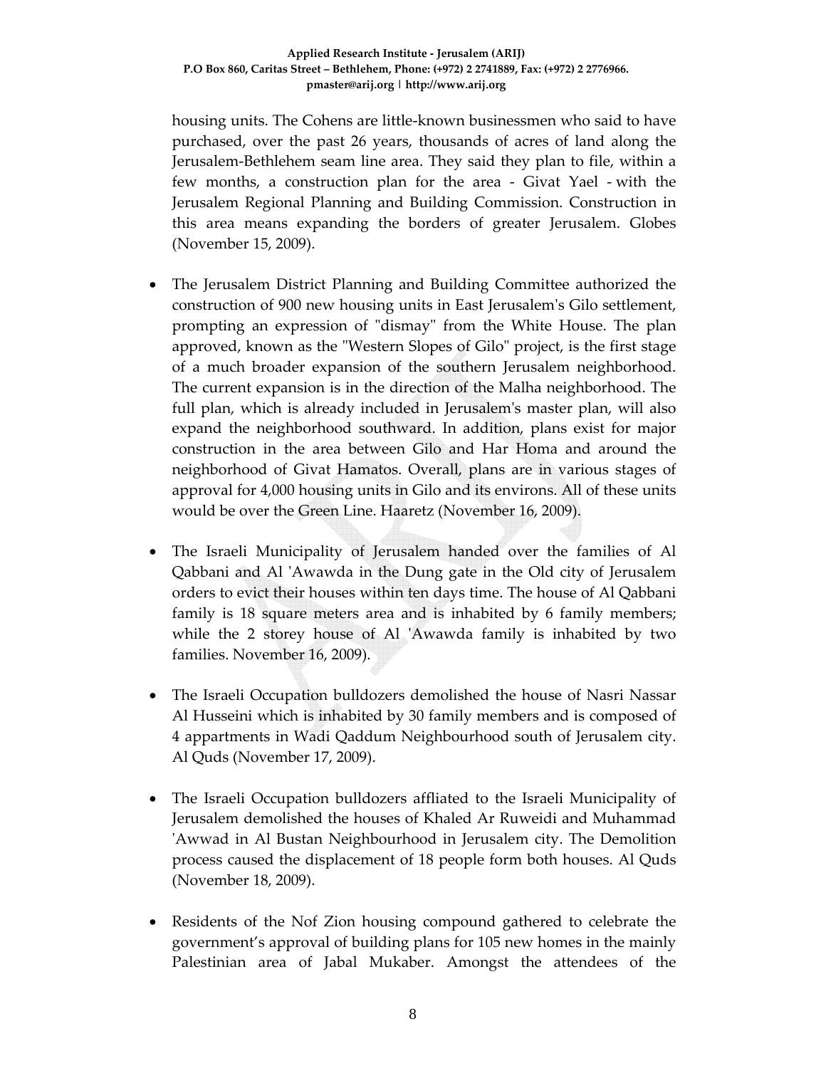housing units. The Cohens are little-known businessmen who said to have purchased, over the past 26 years, thousands of acres of land along the Jerusalem-Bethlehem seam line area. They said they plan to file, within a few months, a construction plan for the area - Givat Yael - with the Jerusalem Regional Planning and Building Commission. Construction in this area means expanding the borders of greater Jerusalem. Globes (November 15, 2009).

- The Jerusalem District Planning and Building Committee authorized the construction of 900 new housing units in East Jerusalem's Gilo settlement, prompting an expression of "dismay" from the White House. The plan approved, known as the "Western Slopes of Gilo" project, is the first stage of a much broader expansion of the southern Jerusalem neighborhood. The current expansion is in the direction of the Malha neighborhood. The full plan, which is already included in Jerusalem's master plan, will also expand the neighborhood southward. In addition, plans exist for major construction in the area between Gilo and Har Homa and around the neighborhood of Givat Hamatos. Overall, plans are in various stages of approval for 4,000 housing units in Gilo and its environs. All of these units would be over the Green Line. Haaretz (November 16, 2009).

- The Israeli Municipality of Jerusalem handed over the families of Al Qabbani and Al 'Awawda in the Dung gate in the Old city of Jerusalem orders to evict their houses within ten days time. The house of Al Qabbani family is 18 square meters area and is inhabited by 6 family members; while the 2 storey house of Al 'Awawda family is inhabited by two families. November 16, 2009).

- The Israeli Occupation bulldozers demolished the house of Nasri Nassar Al Husseini which is inhabited by 30 family members and is composed of 4 appartments in Wadi Qaddum Neighbourhood south of Jerusalem city. Al Quds (November 17, 2009).

- The Israeli Occupation bulldozers affliated to the Israeli Municipality of Jerusalem demolished the houses of Khaled Ar Ruweidi and Muhammad 'Awwad in Al Bustan Neighbourhood in Jerusalem city. The Demolition process caused the displacement of 18 people form both houses. Al Quds (November 18, 2009).

- Residents of the Nof Zion housing compound gathered to celebrate the government's approval of building plans for 105 new homes in the mainly Palestinian area of Jabal Mukaber. Amongst the attendees of the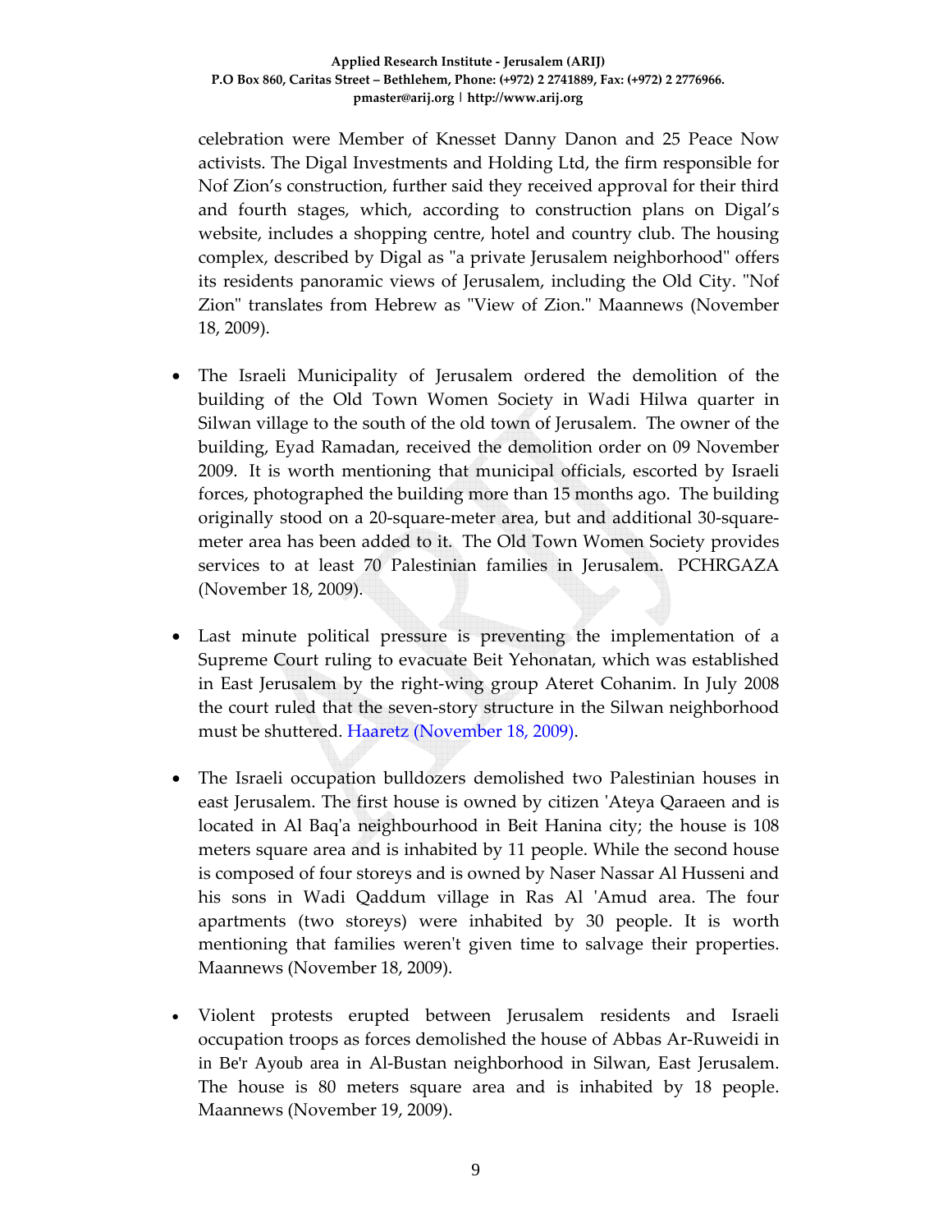celebration were Member of Knesset Danny Danon and 25 Peace Now activists. The Digal Investments and Holding Ltd, the firm responsible for Nof Zion's construction, further said they received approval for their third and fourth stages, which, according to construction plans on Digal's website, includes a shopping centre, hotel and country club. The housing complex, described by Digal as "a private Jerusalem neighborhood" offers its residents panoramic views of Jerusalem, including the Old City. "Nof Zion" translates from Hebrew as "View of Zion." Maannews (November 18, 2009).

- The Israeli Municipality of Jerusalem ordered the demolition of the building of the Old Town Women Society in Wadi Hilwa quarter in Silwan village to the south of the old town of Jerusalem. The owner of the building, Eyad Ramadan, received the demolition order on 09 November 2009. It is worth mentioning that municipal officials, escorted by Israeli forces, photographed the building more than 15 months ago. The building originally stood on a 20-square-meter area, but and additional 30-square-meter area has been added to it. The Old Town Women Society provides services to at least 70 Palestinian families in Jerusalem. PCHRGAZA (November 18, 2009).

- Last minute political pressure is preventing the implementation of a Supreme Court ruling to evacuate Beit Yehonatan, which was established in East Jerusalem by the right-wing group Ateret Cohanim. In July 2008 the court ruled that the seven-story structure in the Silwan neighborhood must be shuttered. Haaretz (November 18, 2009).

- The Israeli occupation bulldozers demolished two Palestinian houses in east Jerusalem. The first house is owned by citizen 'Ateya Qaraeen and is located in Al Baq'a neighbourhood in Beit Hanina city; the house is 108 meters square area and is inhabited by 11 people. While the second house is composed of four storeys and is owned by Naser Nassar Al Husseni and his sons in Wadi Qaddum village in Ras Al 'Amud area. The four apartments (two storeys) were inhabited by 30 people. It is worth mentioning that families weren't given time to salvage their properties. Maannews (November 18, 2009).

- Violent protests erupted between Jerusalem residents and Israeli occupation troops as forces demolished the house of Abbas Ar-Ruweidi in in Be'r Ayoub area in Al-Bustan neighborhood in Silwan, East Jerusalem. The house is 80 meters square area and is inhabited by 18 people. Maannews (November 19, 2009).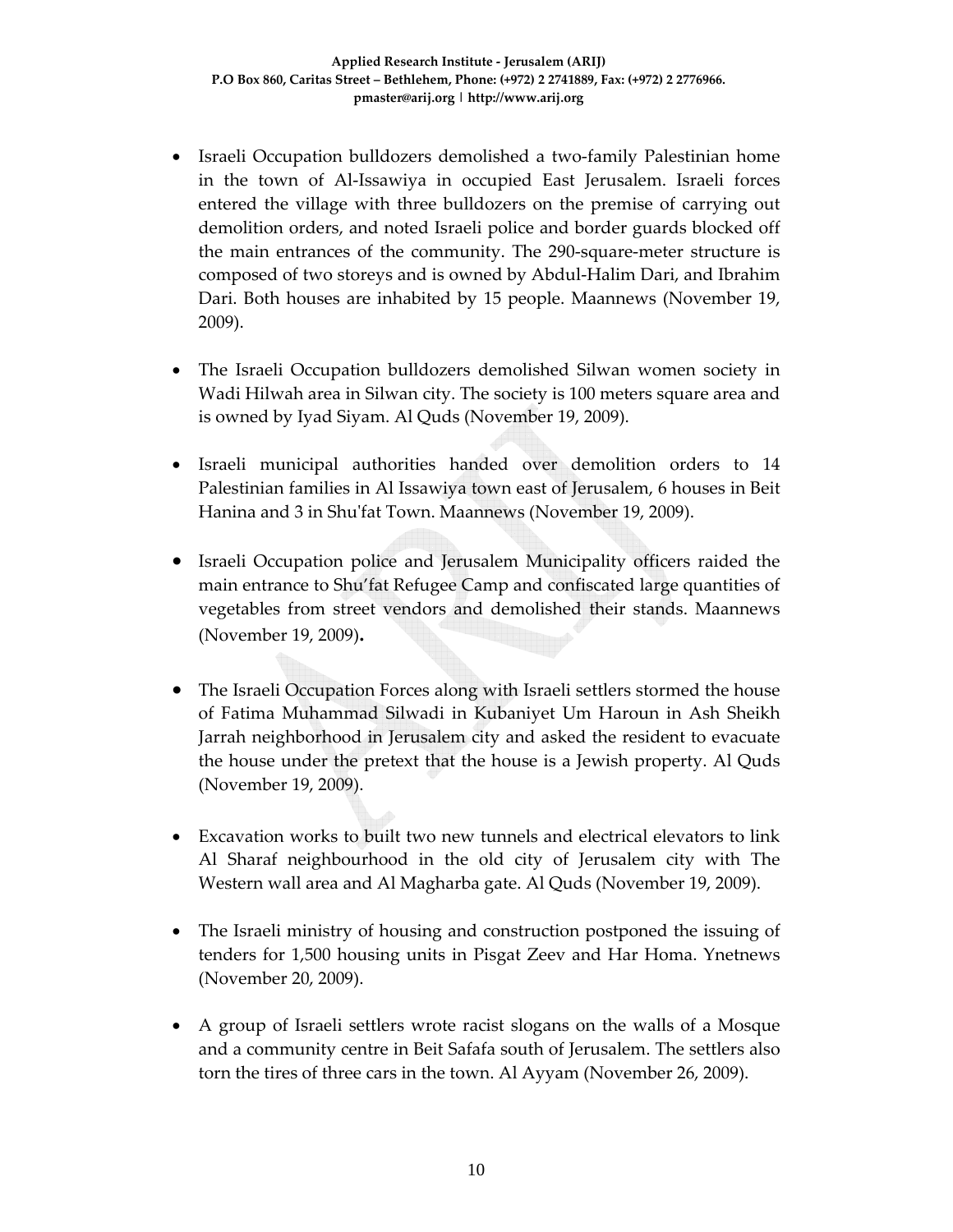- Israeli Occupation bulldozers demolished a two-family Palestinian home in the town of Al-Issawiya in occupied East Jerusalem. Israeli forces entered the village with three bulldozers on the premise of carrying out demolition orders, and noted Israeli police and border guards blocked off the main entrances of the community. The 290-square-meter structure is composed of two storeys and is owned by Abdul-Halim Dari, and Ibrahim Dari. Both houses are inhabited by 15 people. Maannews (November 19, 2009).

- The Israeli Occupation bulldozers demolished Silwan women society in Wadi Hilwah area in Silwan city. The society is 100 meters square area and is owned by Iyad Siyam. Al Quds (November 19, 2009).

- Israeli municipal authorities handed over demolition orders to 14 Palestinian families in Al Issawiya town east of Jerusalem, 6 houses in Beit Hanina and 3 in Shu'fat Town. Maannews (November 19, 2009).

- Israeli Occupation police and Jerusalem Municipality officers raided the main entrance to Shu'fat Refugee Camp and confiscated large quantities of vegetables from street vendors and demolished their stands. Maannews (November 19, 2009).

- The Israeli Occupation Forces along with Israeli settlers stormed the house of Fatima Muhammad Silwadi in Kubaniyet Um Haroun in Ash Sheikh Jarrah neighborhood in Jerusalem city and asked the resident to evacuate the house under the pretext that the house is a Jewish property. Al Quds (November 19, 2009).

- Excavation works to built two new tunnels and electrical elevators to link Al Sharaf neighbourhood in the old city of Jerusalem city with The Western wall area and Al Magharba gate. Al Quds (November 19, 2009).

- The Israeli ministry of housing and construction postponed the issuing of tenders for 1,500 housing units in Pisgat Zeev and Har Homa. Ynetnews (November 20, 2009).

- A group of Israeli settlers wrote racist slogans on the walls of a Mosque and a community centre in Beit Safafa south of Jerusalem. The settlers also torn the tires of three cars in the town. Al Ayyam (November 26, 2009).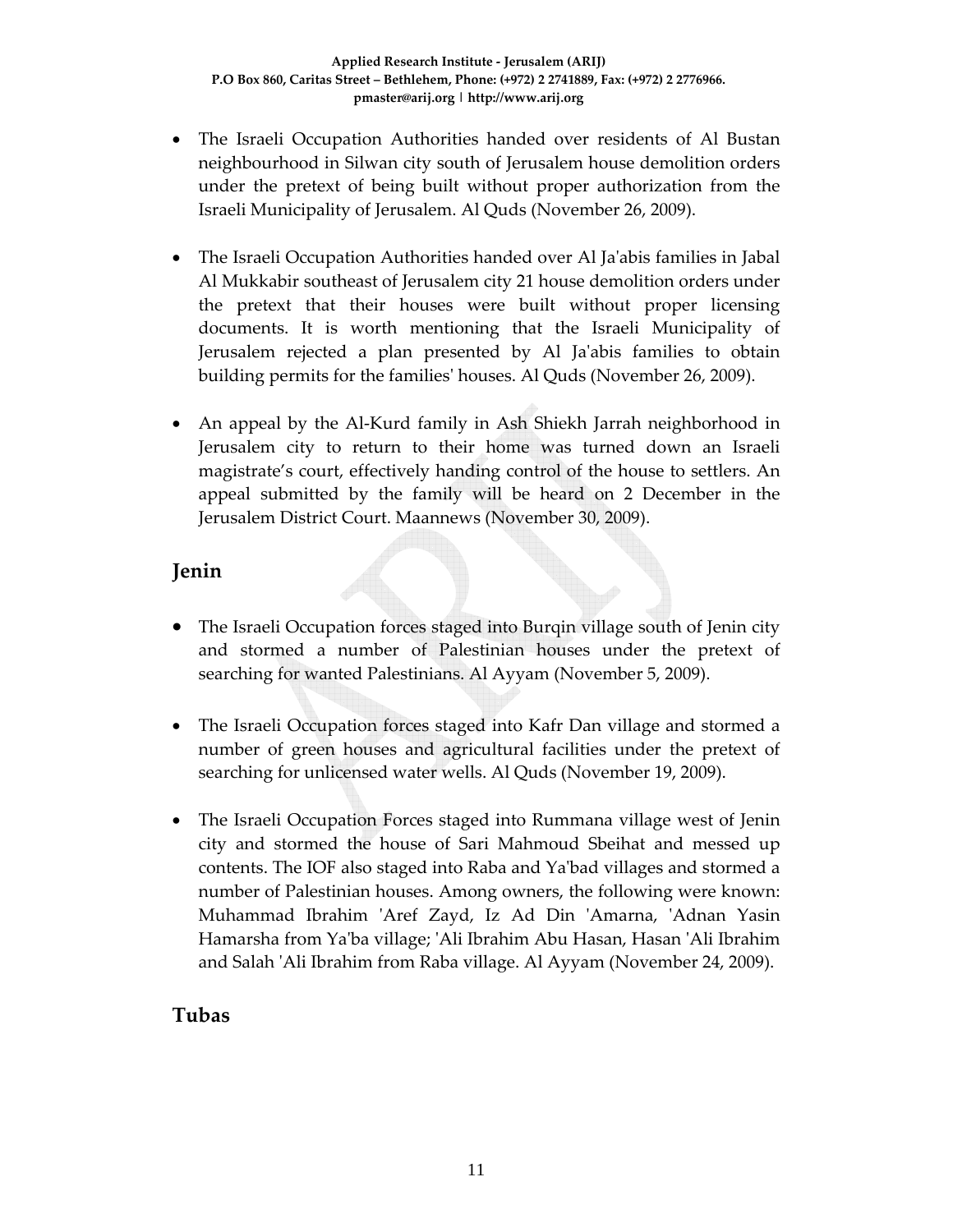- The Israeli Occupation Authorities handed over residents of Al Bustan neighbourhood in Silwan city south of Jerusalem house demolition orders under the pretext of being built without proper authorization from the Israeli Municipality of Jerusalem. Al Quds (November 26, 2009).

- The Israeli Occupation Authorities handed over Al Ja'abis families in Jabal Al Mukkabir southeast of Jerusalem city 21 house demolition orders under the pretext that their houses were built without proper licensing documents. It is worth mentioning that the Israeli Municipality of Jerusalem rejected a plan presented by Al Ja'abis families to obtain building permits for the families' houses. Al Quds (November 26, 2009).

- An appeal by the Al-Kurd family in Ash Shiekh Jarrah neighborhood in Jerusalem city to return to their home was turned down an Israeli magistrate's court, effectively handing control of the house to settlers. An appeal submitted by the family will be heard on 2 December in the Jerusalem District Court. Maannews (November 30, 2009).

## Jenin

- The Israeli Occupation forces staged into Burqin village south of Jenin city and stormed a number of Palestinian houses under the pretext of searching for wanted Palestinians. Al Ayyam (November 5, 2009).

- The Israeli Occupation forces staged into Kafr Dan village and stormed a number of green houses and agricultural facilities under the pretext of searching for unlicensed water wells. Al Quds (November 19, 2009).

- The Israeli Occupation Forces staged into Rummana village west of Jenin city and stormed the house of Sari Mahmoud Sbeihat and messed up contents. The IOF also staged into Raba and Ya'bad villages and stormed a number of Palestinian houses. Among owners, the following were known: Muhammad Ibrahim 'Aref Zayd, Iz Ad Din 'Amarna, 'Adnan Yasin Hamarsha from Ya'ba village; 'Ali Ibrahim Abu Hasan, Hasan 'Ali Ibrahim and Salah 'Ali Ibrahim from Raba village. Al Ayyam (November 24, 2009).

## Tubas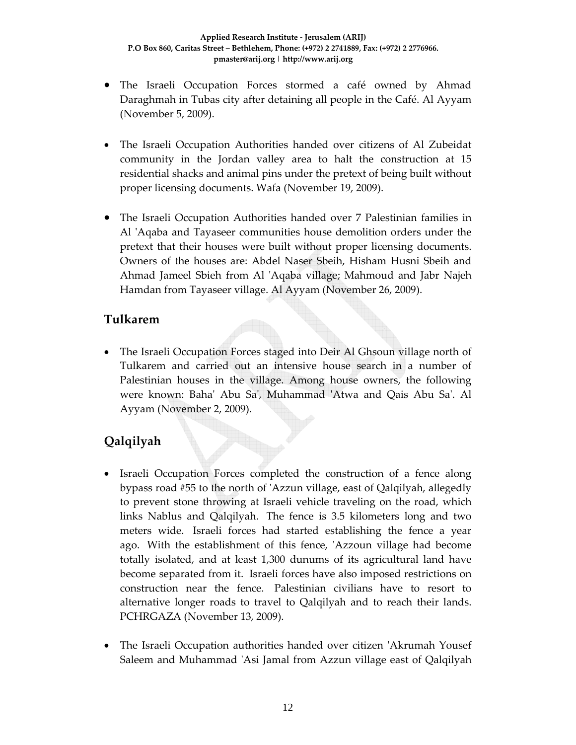- The Israeli Occupation Forces stormed a café owned by Ahmad Daraghmah in Tubas city after detaining all people in the Café. Al Ayyam (November 5, 2009).

- The Israeli Occupation Authorities handed over citizens of Al Zubeidat community in the Jordan valley area to halt the construction at 15 residential shacks and animal pins under the pretext of being built without proper licensing documents. Wafa (November 19, 2009).

- The Israeli Occupation Authorities handed over 7 Palestinian families in Al 'Aqaba and Tayaseer communities house demolition orders under the pretext that their houses were built without proper licensing documents. Owners of the houses are: Abdel Naser Sbeih, Hisham Husni Sbeih and Ahmad Jameel Sbieh from Al 'Aqaba village; Mahmoud and Jabr Najeh Hamdan from Tayaseer village. Al Ayyam (November 26, 2009).

## Tulkarem

- The Israeli Occupation Forces staged into Deir Al Ghsoun village north of Tulkarem and carried out an intensive house search in a number of Palestinian houses in the village. Among house owners, the following were known: Baha' Abu Sa', Muhammad 'Atwa and Qais Abu Sa'. Al Ayyam (November 2, 2009).

## Qalqilyah

- Israeli Occupation Forces completed the construction of a fence along bypass road #55 to the north of 'Azzun village, east of Qalqilyah, allegedly to prevent stone throwing at Israeli vehicle traveling on the road, which links Nablus and Qalqilyah. The fence is 3.5 kilometers long and two meters wide. Israeli forces had started establishing the fence a year ago. With the establishment of this fence, 'Azzoun village had become totally isolated, and at least 1,300 dunums of its agricultural land have become separated from it. Israeli forces have also imposed restrictions on construction near the fence. Palestinian civilians have to resort to alternative longer roads to travel to Qalqilyah and to reach their lands. PCHRGAZA (November 13, 2009).

- The Israeli Occupation authorities handed over citizen 'Akrumah Yousef Saleem and Muhammad 'Asi Jamal from Azzun village east of Qalqilyah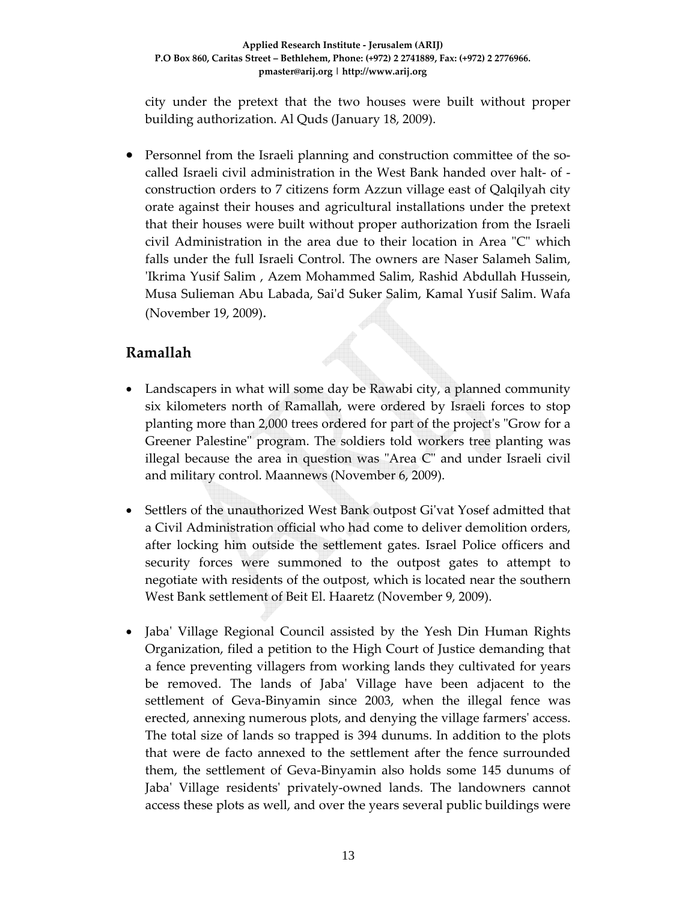city under the pretext that the two houses were built without proper building authorization. Al Quds (January 18, 2009).

- Personnel from the Israeli planning and construction committee of the so-called Israeli civil administration in the West Bank handed over halt- of - construction orders to 7 citizens form Azzun village east of Qalqilyah city orate against their houses and agricultural installations under the pretext that their houses were built without proper authorization from the Israeli civil Administration in the area due to their location in Area "C" which falls under the full Israeli Control. The owners are Naser Salameh Salim, 'Ikrima Yusif Salim , Azem Mohammed Salim, Rashid Abdullah Hussein, Musa Sulieman Abu Labada, Sai'd Suker Salim, Kamal Yusif Salim. Wafa (November 19, 2009).

## Ramallah

- Landscapers in what will some day be Rawabi city, a planned community six kilometers north of Ramallah, were ordered by Israeli forces to stop planting more than 2,000 trees ordered for part of the project's "Grow for a Greener Palestine" program. The soldiers told workers tree planting was illegal because the area in question was "Area C" and under Israeli civil and military control. Maannews (November 6, 2009).

- Settlers of the unauthorized West Bank outpost Gi'vat Yosef admitted that a Civil Administration official who had come to deliver demolition orders, after locking him outside the settlement gates. Israel Police officers and security forces were summoned to the outpost gates to attempt to negotiate with residents of the outpost, which is located near the southern West Bank settlement of Beit El. Haaretz (November 9, 2009).

- Jaba' Village Regional Council assisted by the Yesh Din Human Rights Organization, filed a petition to the High Court of Justice demanding that a fence preventing villagers from working lands they cultivated for years be removed. The lands of Jaba' Village have been adjacent to the settlement of Geva-Binyamin since 2003, when the illegal fence was erected, annexing numerous plots, and denying the village farmers' access. The total size of lands so trapped is 394 dunums. In addition to the plots that were de facto annexed to the settlement after the fence surrounded them, the settlement of Geva-Binyamin also holds some 145 dunums of Jaba' Village residents' privately-owned lands. The landowners cannot access these plots as well, and over the years several public buildings were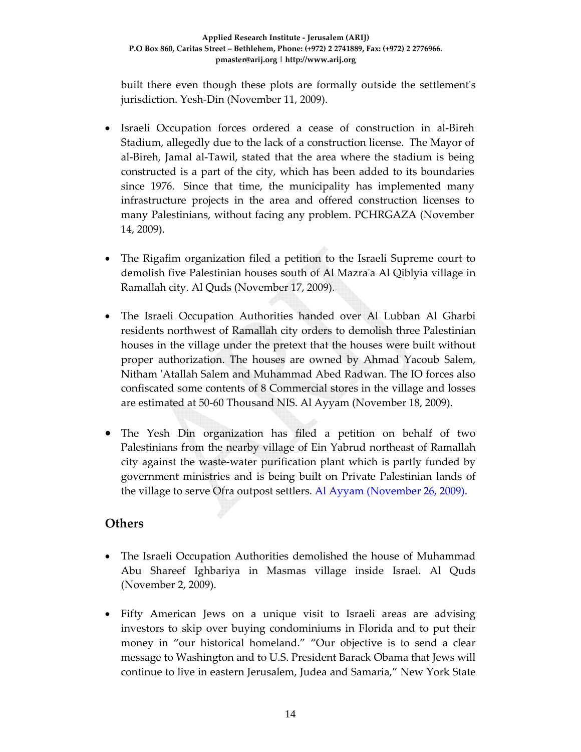built there even though these plots are formally outside the settlement's jurisdiction. Yesh-Din (November 11, 2009).

- Israeli Occupation forces ordered a cease of construction in al-Bireh Stadium, allegedly due to the lack of a construction license. The Mayor of al-Bireh, Jamal al-Tawil, stated that the area where the stadium is being constructed is a part of the city, which has been added to its boundaries since 1976. Since that time, the municipality has implemented many infrastructure projects in the area and offered construction licenses to many Palestinians, without facing any problem. PCHRGAZA (November 14, 2009).

- The Rigafim organization filed a petition to the Israeli Supreme court to demolish five Palestinian houses south of Al Mazra'a Al Qiblyia village in Ramallah city. Al Quds (November 17, 2009).

- The Israeli Occupation Authorities handed over Al Lubban Al Gharbi residents northwest of Ramallah city orders to demolish three Palestinian houses in the village under the pretext that the houses were built without proper authorization. The houses are owned by Ahmad Yacoub Salem, Nitham 'Atallah Salem and Muhammad Abed Radwan. The IO forces also confiscated some contents of 8 Commercial stores in the village and losses are estimated at 50-60 Thousand NIS. Al Ayyam (November 18, 2009).

- The Yesh Din organization has filed a petition on behalf of two Palestinians from the nearby village of Ein Yabrud northeast of Ramallah city against the waste-water purification plant which is partly funded by government ministries and is being built on Private Palestinian lands of the village to serve Ofra outpost settlers. Al Ayyam (November 26, 2009).

## Others

- The Israeli Occupation Authorities demolished the house of Muhammad Abu Shareef Ighbariya in Masmas village inside Israel. Al Quds (November 2, 2009).

- Fifty American Jews on a unique visit to Israeli areas are advising investors to skip over buying condominiums in Florida and to put their money in "our historical homeland." "Our objective is to send a clear message to Washington and to U.S. President Barack Obama that Jews will continue to live in eastern Jerusalem, Judea and Samaria," New York State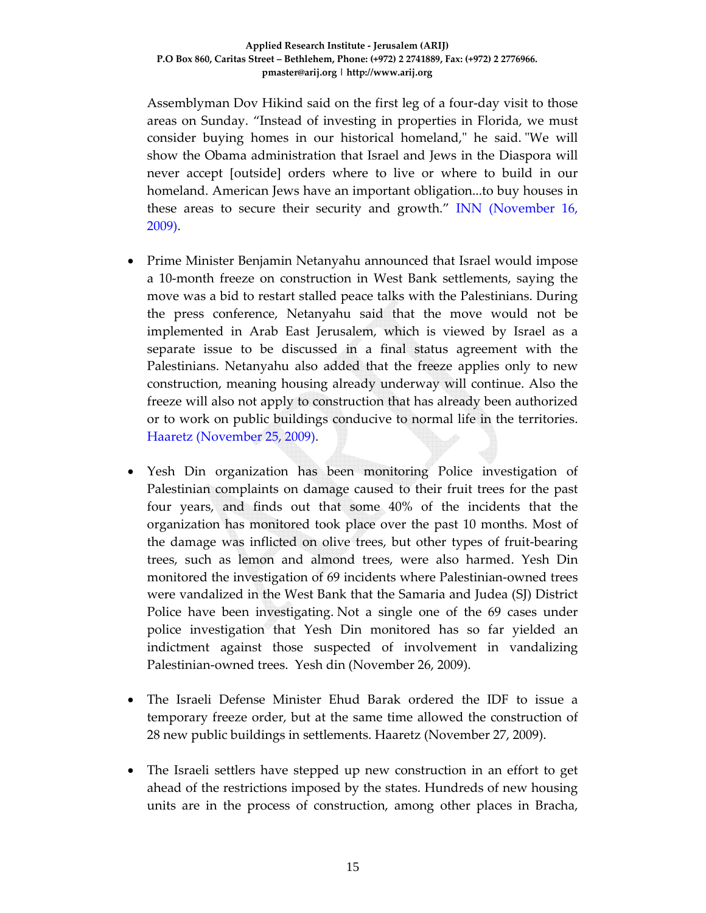Assemblyman Dov Hikind said on the first leg of a four-day visit to those areas on Sunday. "Instead of investing in properties in Florida, we must consider buying homes in our historical homeland," he said. "We will show the Obama administration that Israel and Jews in the Diaspora will never accept [outside] orders where to live or where to build in our homeland. American Jews have an important obligation...to buy houses in these areas to secure their security and growth." INN (November 16, 2009).

- Prime Minister Benjamin Netanyahu announced that Israel would impose a 10-month freeze on construction in West Bank settlements, saying the move was a bid to restart stalled peace talks with the Palestinians. During the press conference, Netanyahu said that the move would not be implemented in Arab East Jerusalem, which is viewed by Israel as a separate issue to be discussed in a final status agreement with the Palestinians. Netanyahu also added that the freeze applies only to new construction, meaning housing already underway will continue. Also the freeze will also not apply to construction that has already been authorized or to work on public buildings conducive to normal life in the territories. Haaretz (November 25, 2009).

- Yesh Din organization has been monitoring Police investigation of Palestinian complaints on damage caused to their fruit trees for the past four years, and finds out that some 40% of the incidents that the organization has monitored took place over the past 10 months. Most of the damage was inflicted on olive trees, but other types of fruit-bearing trees, such as lemon and almond trees, were also harmed. Yesh Din monitored the investigation of 69 incidents where Palestinian-owned trees were vandalized in the West Bank that the Samaria and Judea (SJ) District Police have been investigating. Not a single one of the 69 cases under police investigation that Yesh Din monitored has so far yielded an indictment against those suspected of involvement in vandalizing Palestinian-owned trees. Yesh din (November 26, 2009).

- The Israeli Defense Minister Ehud Barak ordered the IDF to issue a temporary freeze order, but at the same time allowed the construction of 28 new public buildings in settlements. Haaretz (November 27, 2009).

- The Israeli settlers have stepped up new construction in an effort to get ahead of the restrictions imposed by the states. Hundreds of new housing units are in the process of construction, among other places in Bracha,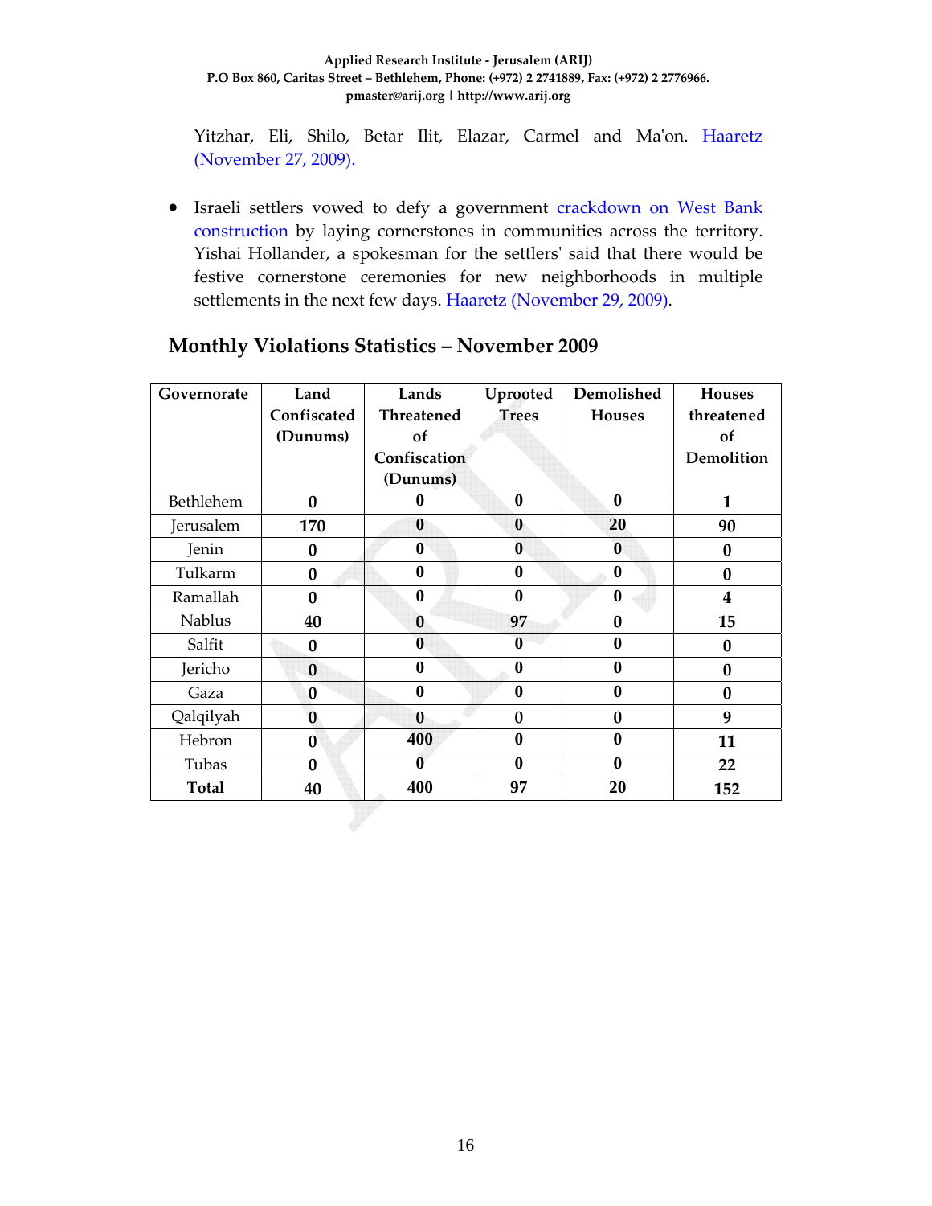Yitzhar, Eli, Shilo, Betar Ilit, Elazar, Carmel and Ma'on. Haaretz (November 27, 2009).

- Israeli settlers vowed to defy a government crackdown on West Bank construction by laying cornerstones in communities across the territory. Yishai Hollander, a spokesman for the settlers' said that there would be festive cornerstone ceremonies for new neighborhoods in multiple settlements in the next few days. Haaretz (November 29, 2009).

## Monthly Violations Statistics – November 2009

| Governorate | Land Confiscated (Dunums) | Lands Threatened of Confiscation (Dunums) | Uprooted Trees | Demolished Houses | Houses threatened of Demolition |
|---|---|---|---|---|---|
| Bethlehem | 0 | 0 | 0 | 0 | 1 |
| Jerusalem | 170 | 0 | 0 | 20 | 90 |
| Jenin | 0 | 0 | 0 | 0 | 0 |
| Tulkarm | 0 | 0 | 0 | 0 | 0 |
| Ramallah | 0 | 0 | 0 | 0 | 4 |
| Nablus | 40 | 0 | 97 | 0 | 15 |
| Salfit | 0 | 0 | 0 | 0 | 0 |
| Jericho | 0 | 0 | 0 | 0 | 0 |
| Gaza | 0 | 0 | 0 | 0 | 0 |
| Qalqilyah | 0 | 0 | 0 | 0 | 9 |
| Hebron | 0 | 400 | 0 | 0 | 11 |
| Tubas | 0 | 0 | 0 | 0 | 22 |
| **Total** | 40 | 400 | 97 | 20 | 152 |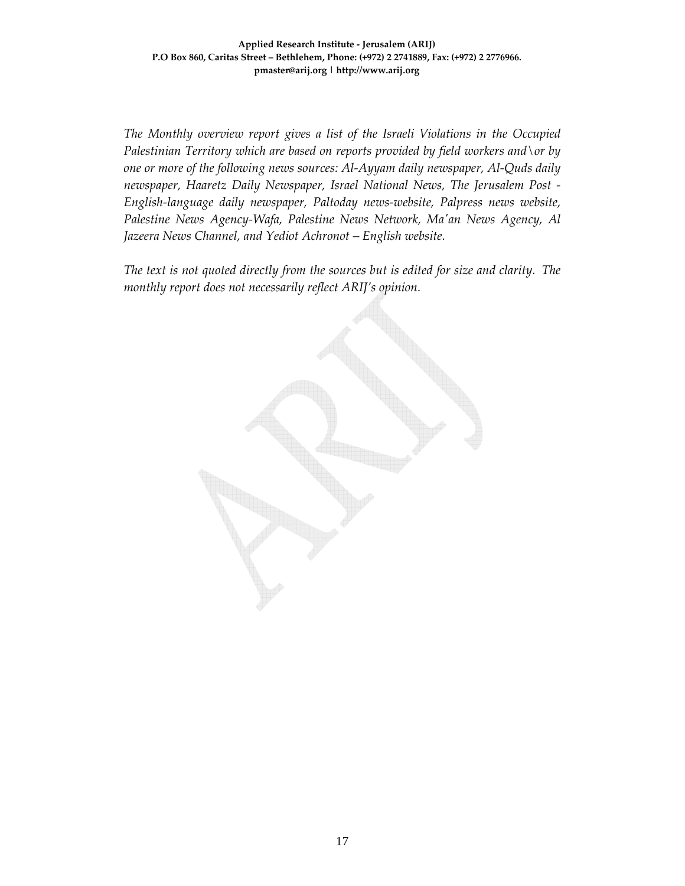*The Monthly overview report gives a list of the Israeli Violations in the Occupied Palestinian Territory which are based on reports provided by field workers and\or by one or more of the following news sources: Al-Ayyam daily newspaper, Al-Quds daily newspaper, Haaretz Daily Newspaper, Israel National News, The Jerusalem Post - English-language daily newspaper, Paltoday news-website, Palpress news website, Palestine News Agency-Wafa, Palestine News Network, Ma'an News Agency, Al Jazeera News Channel, and Yediot Achronot – English website.*

*The text is not quoted directly from the sources but is edited for size and clarity. The monthly report does not necessarily reflect ARIJ's opinion.*